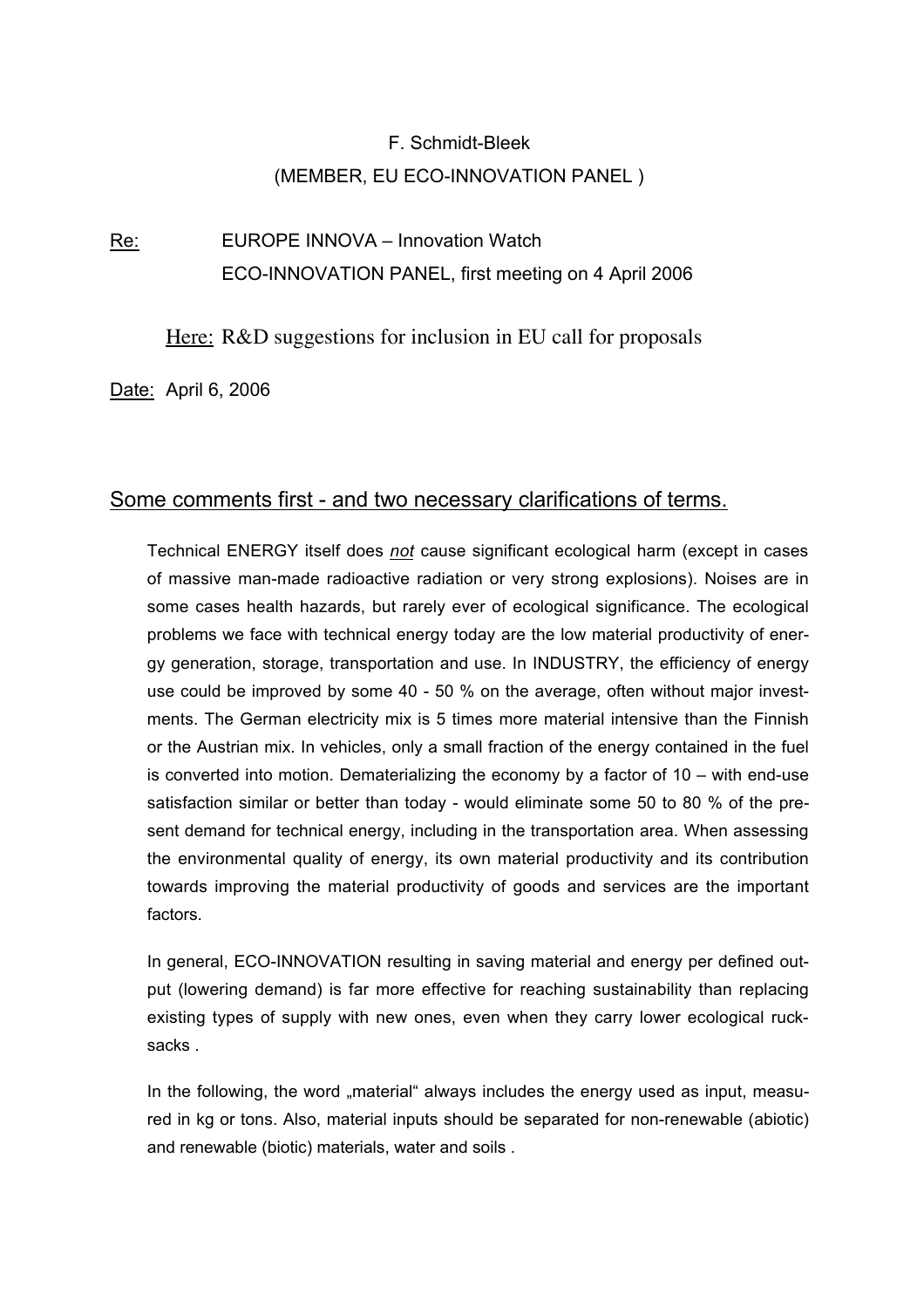F. Schmidt-Bleek

(MEMBER, EU ECO-INNOVATION PANEL )

Re: EUROPE INNOVA – Innovation Watch
ECO-INNOVATION PANEL, first meeting on 4 April 2006

Here: R&D suggestions for inclusion in EU call for proposals

Date: April 6, 2006

## Some comments first - and two necessary clarifications of terms.

Technical ENERGY itself does *not* cause significant ecological harm (except in cases of massive man-made radioactive radiation or very strong explosions). Noises are in some cases health hazards, but rarely ever of ecological significance. The ecological problems we face with technical energy today are the low material productivity of energy generation, storage, transportation and use. In INDUSTRY, the efficiency of energy use could be improved by some 40 - 50 % on the average, often without major investments. The German electricity mix is 5 times more material intensive than the Finnish or the Austrian mix. In vehicles, only a small fraction of the energy contained in the fuel is converted into motion. Dematerializing the economy by a factor of 10 – with end-use satisfaction similar or better than today - would eliminate some 50 to 80 % of the present demand for technical energy, including in the transportation area. When assessing the environmental quality of energy, its own material productivity and its contribution towards improving the material productivity of goods and services are the important factors.

In general, ECO-INNOVATION resulting in saving material and energy per defined output (lowering demand) is far more effective for reaching sustainability than replacing existing types of supply with new ones, even when they carry lower ecological rucksacks .

In the following, the word „material" always includes the energy used as input, measured in kg or tons. Also, material inputs should be separated for non-renewable (abiotic) and renewable (biotic) materials, water and soils .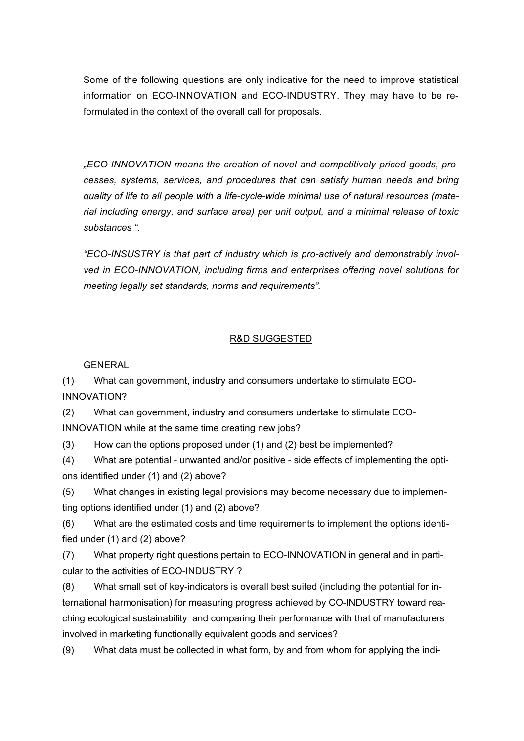Some of the following questions are only indicative for the need to improve statistical information on ECO-INNOVATION and ECO-INDUSTRY. They may have to be re-formulated in the context of the overall call for proposals.

*„ECO-INNOVATION means the creation of novel and competitively priced goods, processes, systems, services, and procedures that can satisfy human needs and bring quality of life to all people with a life-cycle-wide minimal use of natural resources (material including energy, and surface area) per unit output, and a minimal release of toxic substances ".*

*"ECO-INSUSTRY is that part of industry which is pro-actively and demonstrably involved in ECO-INNOVATION, including firms and enterprises offering novel solutions for meeting legally set standards, norms and requirements".*

## R&D SUGGESTED

### GENERAL

(1) What can government, industry and consumers undertake to stimulate ECO-INNOVATION?

(2) What can government, industry and consumers undertake to stimulate ECO-INNOVATION while at the same time creating new jobs?

(3) How can the options proposed under (1) and (2) best be implemented?

(4) What are potential - unwanted and/or positive - side effects of implementing the options identified under (1) and (2) above?

(5) What changes in existing legal provisions may become necessary due to implementing options identified under (1) and (2) above?

(6) What are the estimated costs and time requirements to implement the options identified under (1) and (2) above?

(7) What property right questions pertain to ECO-INNOVATION in general and in particular to the activities of ECO-INDUSTRY ?

(8) What small set of key-indicators is overall best suited (including the potential for international harmonisation) for measuring progress achieved by CO-INDUSTRY toward reaching ecological sustainability and comparing their performance with that of manufacturers involved in marketing functionally equivalent goods and services?

(9) What data must be collected in what form, by and from whom for applying the indi-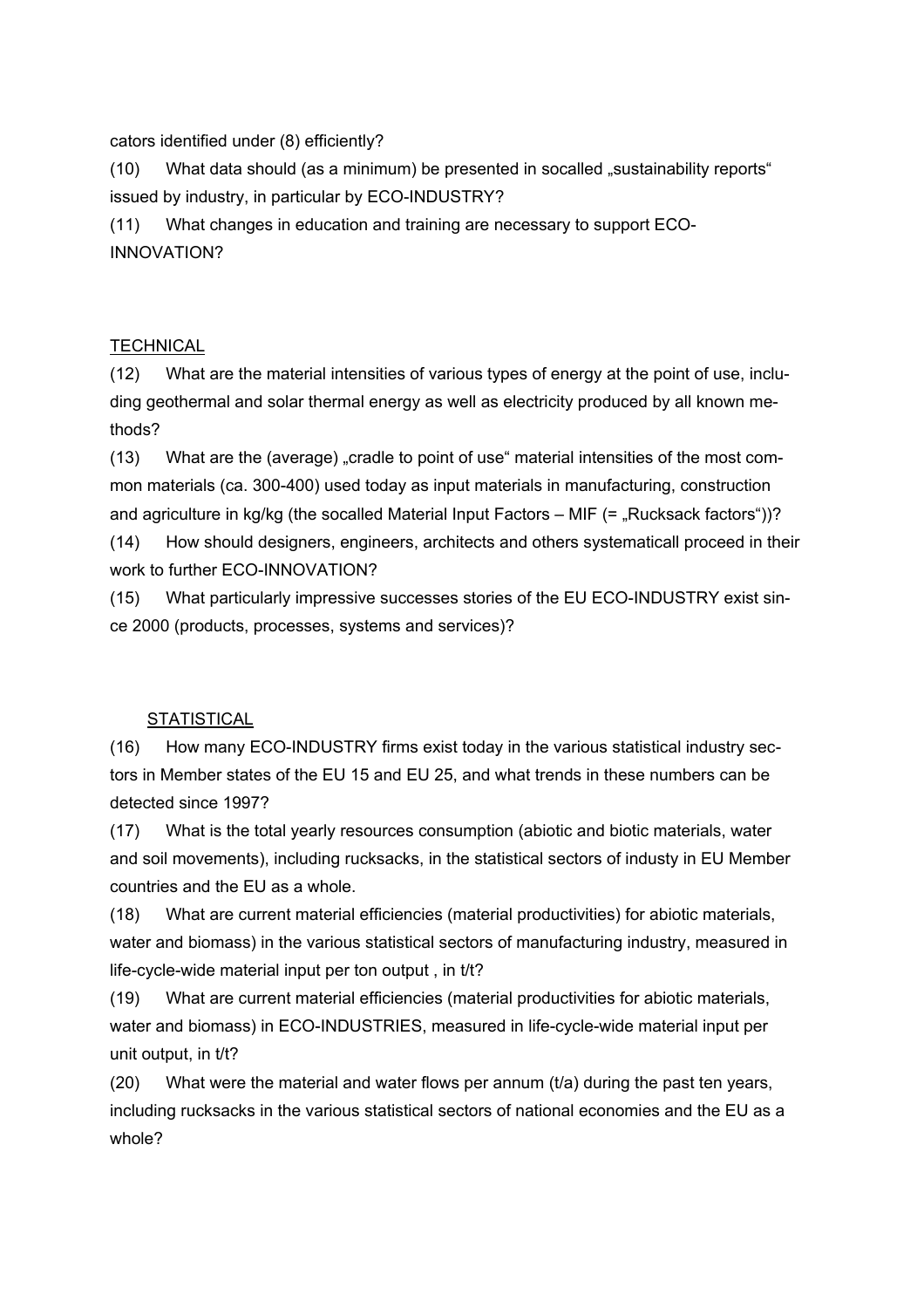cators identified under (8) efficiently?

(10) What data should (as a minimum) be presented in socalled „sustainability reports" issued by industry, in particular by ECO-INDUSTRY?

(11) What changes in education and training are necessary to support ECO-INNOVATION?

## TECHNICAL

(12) What are the material intensities of various types of energy at the point of use, including geothermal and solar thermal energy as well as electricity produced by all known methods?

(13) What are the (average) „cradle to point of use" material intensities of the most common materials (ca. 300-400) used today as input materials in manufacturing, construction and agriculture in kg/kg (the socalled Material Input Factors – MIF (= „Rucksack factors"))?

(14) How should designers, engineers, architects and others systematicall proceed in their work to further ECO-INNOVATION?

(15) What particularly impressive successes stories of the EU ECO-INDUSTRY exist since 2000 (products, processes, systems and services)?

## STATISTICAL

(16) How many ECO-INDUSTRY firms exist today in the various statistical industry sectors in Member states of the EU 15 and EU 25, and what trends in these numbers can be detected since 1997?

(17) What is the total yearly resources consumption (abiotic and biotic materials, water and soil movements), including rucksacks, in the statistical sectors of industy in EU Member countries and the EU as a whole.

(18) What are current material efficiencies (material productivities) for abiotic materials, water and biomass) in the various statistical sectors of manufacturing industry, measured in life-cycle-wide material input per ton output , in t/t?

(19) What are current material efficiencies (material productivities for abiotic materials, water and biomass) in ECO-INDUSTRIES, measured in life-cycle-wide material input per unit output, in t/t?

(20) What were the material and water flows per annum (t/a) during the past ten years, including rucksacks in the various statistical sectors of national economies and the EU as a whole?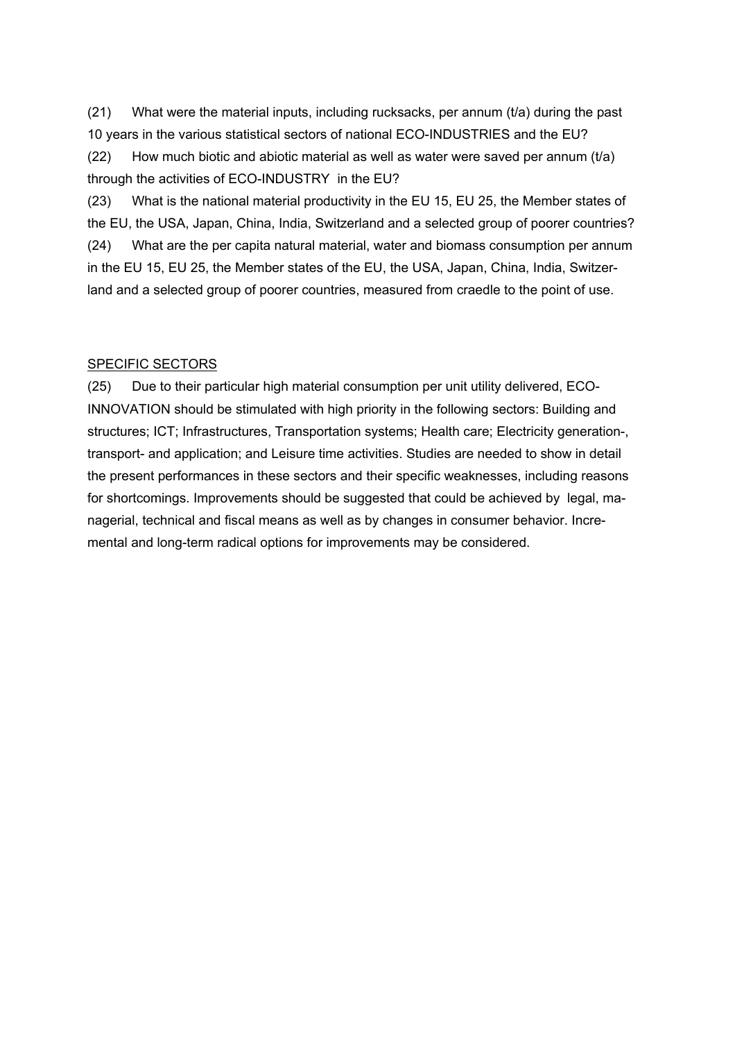(21) What were the material inputs, including rucksacks, per annum (t/a) during the past 10 years in the various statistical sectors of national ECO-INDUSTRIES and the EU?

(22) How much biotic and abiotic material as well as water were saved per annum (t/a) through the activities of ECO-INDUSTRY in the EU?

(23) What is the national material productivity in the EU 15, EU 25, the Member states of the EU, the USA, Japan, China, India, Switzerland and a selected group of poorer countries?

(24) What are the per capita natural material, water and biomass consumption per annum in the EU 15, EU 25, the Member states of the EU, the USA, Japan, China, India, Switzerland and a selected group of poorer countries, measured from craedle to the point of use.

<u>SPECIFIC SECTORS</u>

(25) Due to their particular high material consumption per unit utility delivered, ECO-INNOVATION should be stimulated with high priority in the following sectors: Building and structures; ICT; Infrastructures, Transportation systems; Health care; Electricity generation-, transport- and application; and Leisure time activities. Studies are needed to show in detail the present performances in these sectors and their specific weaknesses, including reasons for shortcomings. Improvements should be suggested that could be achieved by legal, managerial, technical and fiscal means as well as by changes in consumer behavior. Incremental and long-term radical options for improvements may be considered.